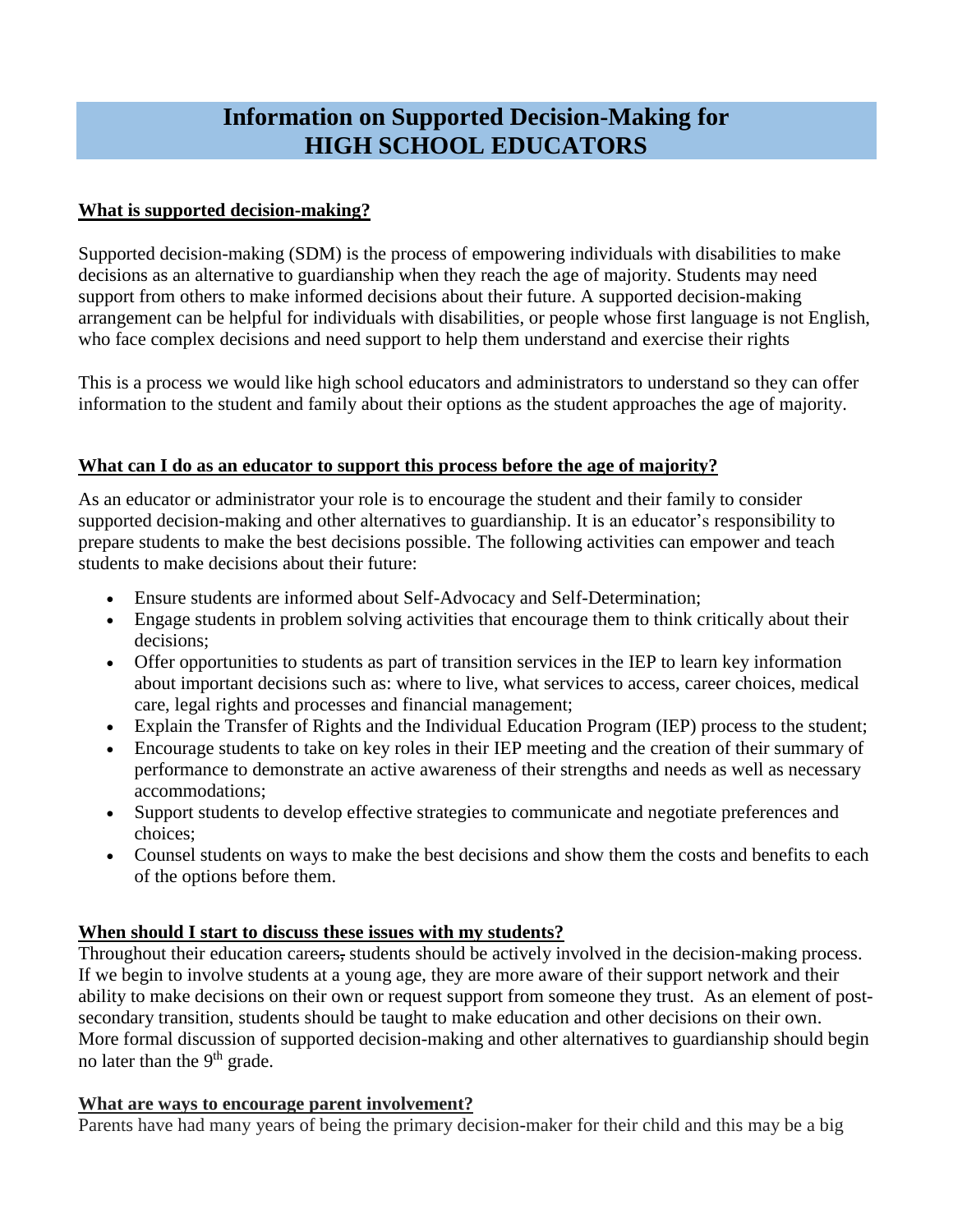# Information on Supported Decision-Making for HIGH SCHOOL EDUCATORS

## What is supported decision-making?

Supported decision-making (SDM) is the process of empowering individuals with disabilities to make decisions as an alternative to guardianship when they reach the age of majority. Students may need support from others to make informed decisions about their future. A supported decision-making arrangement can be helpful for individuals with disabilities, or people whose first language is not English, who face complex decisions and need support to help them understand and exercise their rights

This is a process we would like high school educators and administrators to understand so they can offer information to the student and family about their options as the student approaches the age of majority.

## What can I do as an educator to support this process before the age of majority?

As an educator or administrator your role is to encourage the student and their family to consider supported decision-making and other alternatives to guardianship. It is an educator's responsibility to prepare students to make the best decisions possible. The following activities can empower and teach students to make decisions about their future:

- Ensure students are informed about Self-Advocacy and Self-Determination;
- Engage students in problem solving activities that encourage them to think critically about their decisions;
- Offer opportunities to students as part of transition services in the IEP to learn key information about important decisions such as: where to live, what services to access, career choices, medical care, legal rights and processes and financial management;
- Explain the Transfer of Rights and the Individual Education Program (IEP) process to the student;
- Encourage students to take on key roles in their IEP meeting and the creation of their summary of performance to demonstrate an active awareness of their strengths and needs as well as necessary accommodations;
- Support students to develop effective strategies to communicate and negotiate preferences and choices;
- Counsel students on ways to make the best decisions and show them the costs and benefits to each of the options before them.

## When should I start to discuss these issues with my students?

Throughout their education careers, students should be actively involved in the decision-making process. If we begin to involve students at a young age, they are more aware of their support network and their ability to make decisions on their own or request support from someone they trust. As an element of post-secondary transition, students should be taught to make education and other decisions on their own. More formal discussion of supported decision-making and other alternatives to guardianship should begin no later than the 9th grade.

## What are ways to encourage parent involvement?

Parents have had many years of being the primary decision-maker for their child and this may be a big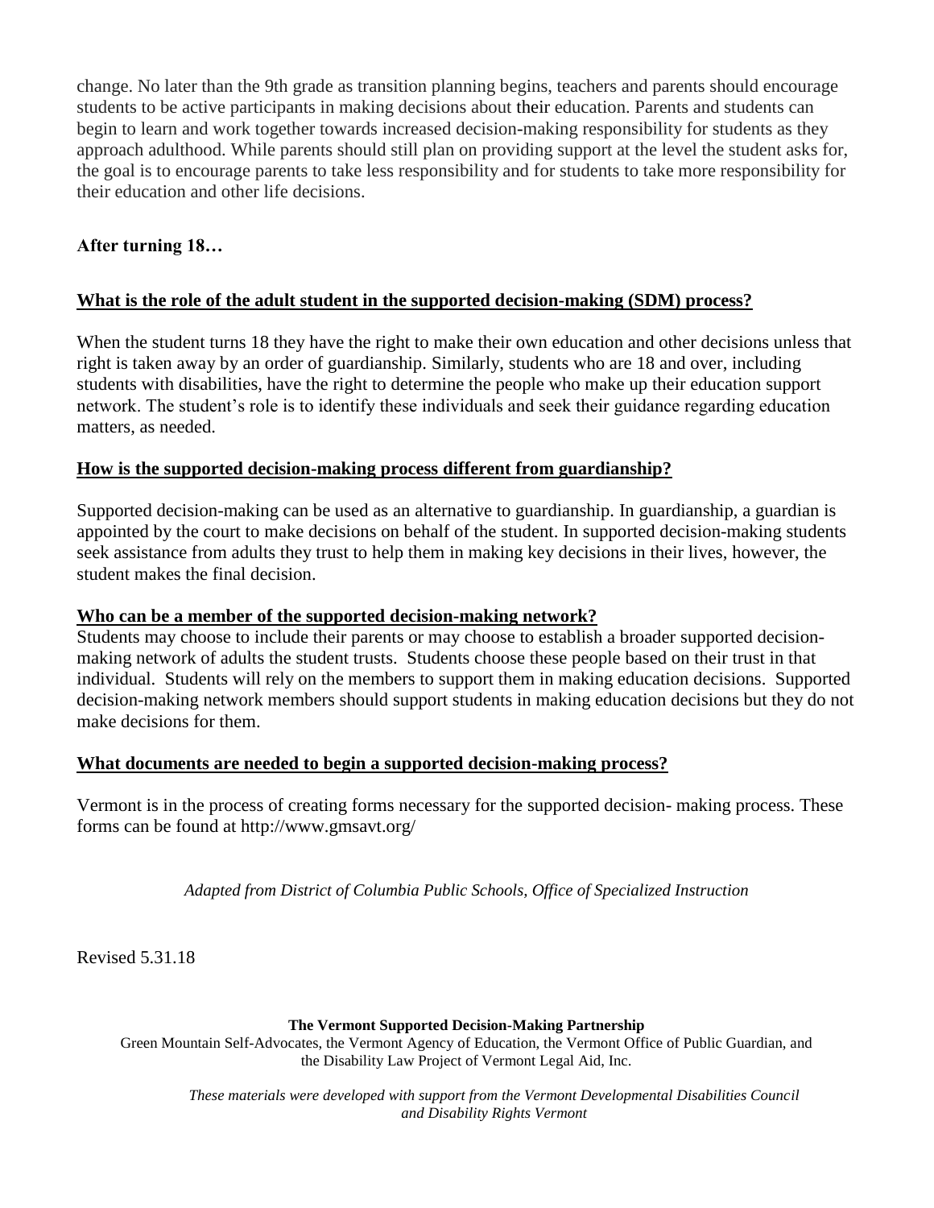change. No later than the 9th grade as transition planning begins, teachers and parents should encourage students to be active participants in making decisions about their education. Parents and students can begin to learn and work together towards increased decision-making responsibility for students as they approach adulthood. While parents should still plan on providing support at the level the student asks for, the goal is to encourage parents to take less responsibility and for students to take more responsibility for their education and other life decisions.

**After turning 18…**

**What is the role of the adult student in the supported decision-making (SDM) process?**

When the student turns 18 they have the right to make their own education and other decisions unless that right is taken away by an order of guardianship. Similarly, students who are 18 and over, including students with disabilities, have the right to determine the people who make up their education support network. The student's role is to identify these individuals and seek their guidance regarding education matters, as needed.

**How is the supported decision-making process different from guardianship?**

Supported decision-making can be used as an alternative to guardianship. In guardianship, a guardian is appointed by the court to make decisions on behalf of the student. In supported decision-making students seek assistance from adults they trust to help them in making key decisions in their lives, however, the student makes the final decision.

**Who can be a member of the supported decision-making network?**

Students may choose to include their parents or may choose to establish a broader supported decision-making network of adults the student trusts. Students choose these people based on their trust in that individual. Students will rely on the members to support them in making education decisions. Supported decision-making network members should support students in making education decisions but they do not make decisions for them.

**What documents are needed to begin a supported decision-making process?**

Vermont is in the process of creating forms necessary for the supported decision- making process. These forms can be found at http://www.gmsavt.org/

*Adapted from District of Columbia Public Schools, Office of Specialized Instruction*

Revised 5.31.18

**The Vermont Supported Decision-Making Partnership**

Green Mountain Self-Advocates, the Vermont Agency of Education, the Vermont Office of Public Guardian, and the Disability Law Project of Vermont Legal Aid, Inc.

*These materials were developed with support from the Vermont Developmental Disabilities Council and Disability Rights Vermont*